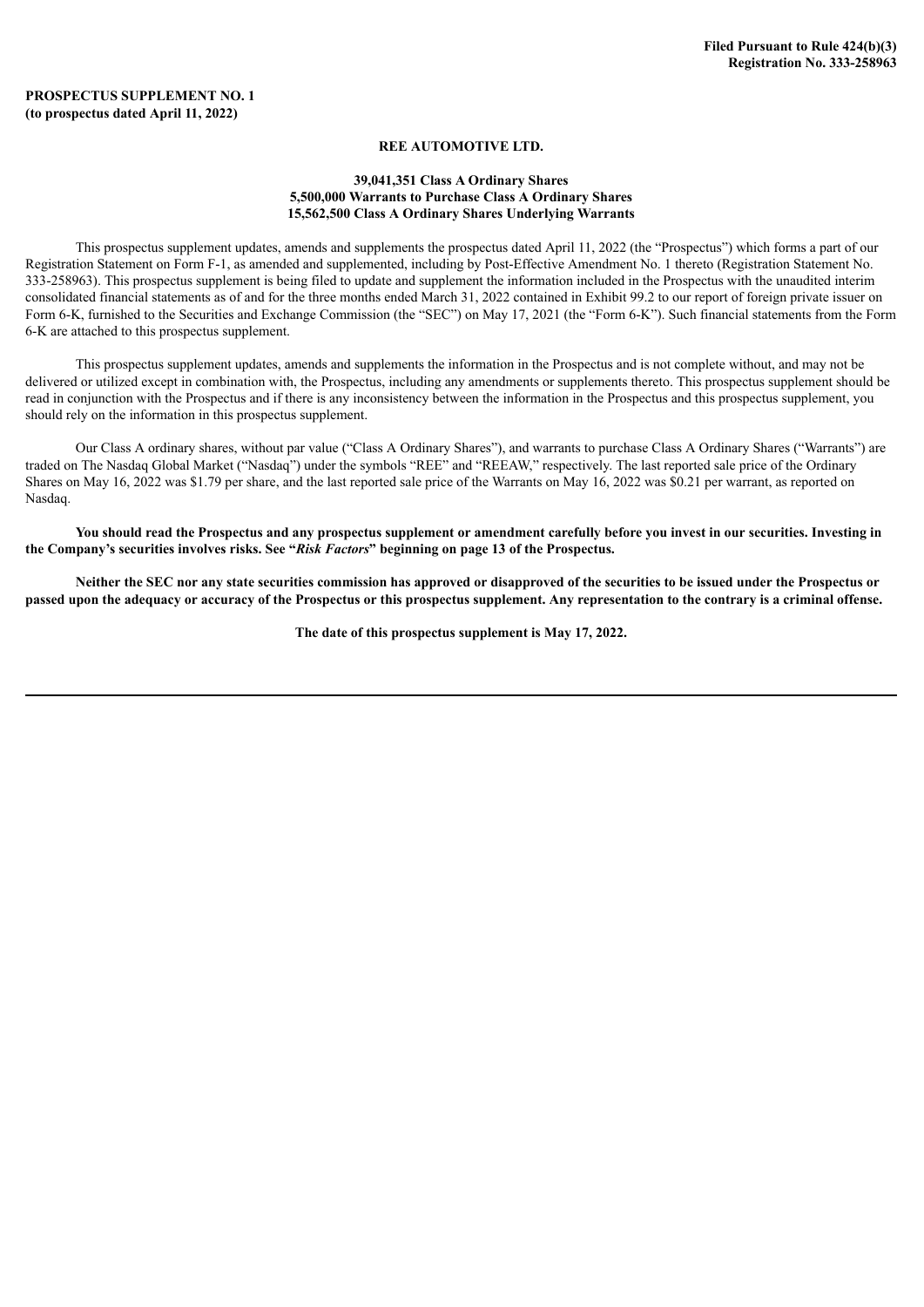**Filed Pursuant to Rule 424(b)(3)**
**Registration No. 333-258963**

**PROSPECTUS SUPPLEMENT NO. 1**
**(to prospectus dated April 11, 2022)**

**REE AUTOMOTIVE LTD.**

**39,041,351 Class A Ordinary Shares**
**5,500,000 Warrants to Purchase Class A Ordinary Shares**
**15,562,500 Class A Ordinary Shares Underlying Warrants**

This prospectus supplement updates, amends and supplements the prospectus dated April 11, 2022 (the "Prospectus") which forms a part of our Registration Statement on Form F-1, as amended and supplemented, including by Post-Effective Amendment No. 1 thereto (Registration Statement No. 333-258963). This prospectus supplement is being filed to update and supplement the information included in the Prospectus with the unaudited interim consolidated financial statements as of and for the three months ended March 31, 2022 contained in Exhibit 99.2 to our report of foreign private issuer on Form 6-K, furnished to the Securities and Exchange Commission (the "SEC") on May 17, 2021 (the "Form 6-K"). Such financial statements from the Form 6-K are attached to this prospectus supplement.

This prospectus supplement updates, amends and supplements the information in the Prospectus and is not complete without, and may not be delivered or utilized except in combination with, the Prospectus, including any amendments or supplements thereto. This prospectus supplement should be read in conjunction with the Prospectus and if there is any inconsistency between the information in the Prospectus and this prospectus supplement, you should rely on the information in this prospectus supplement.

Our Class A ordinary shares, without par value ("Class A Ordinary Shares"), and warrants to purchase Class A Ordinary Shares ("Warrants") are traded on The Nasdaq Global Market ("Nasdaq") under the symbols "REE" and "REEAW," respectively. The last reported sale price of the Ordinary Shares on May 16, 2022 was $1.79 per share, and the last reported sale price of the Warrants on May 16, 2022 was $0.21 per warrant, as reported on Nasdaq.

**You should read the Prospectus and any prospectus supplement or amendment carefully before you invest in our securities. Investing in the Company's securities involves risks. See "*Risk Factors*" beginning on page 13 of the Prospectus.**

**Neither the SEC nor any state securities commission has approved or disapproved of the securities to be issued under the Prospectus or passed upon the adequacy or accuracy of the Prospectus or this prospectus supplement. Any representation to the contrary is a criminal offense.**

**The date of this prospectus supplement is May 17, 2022.**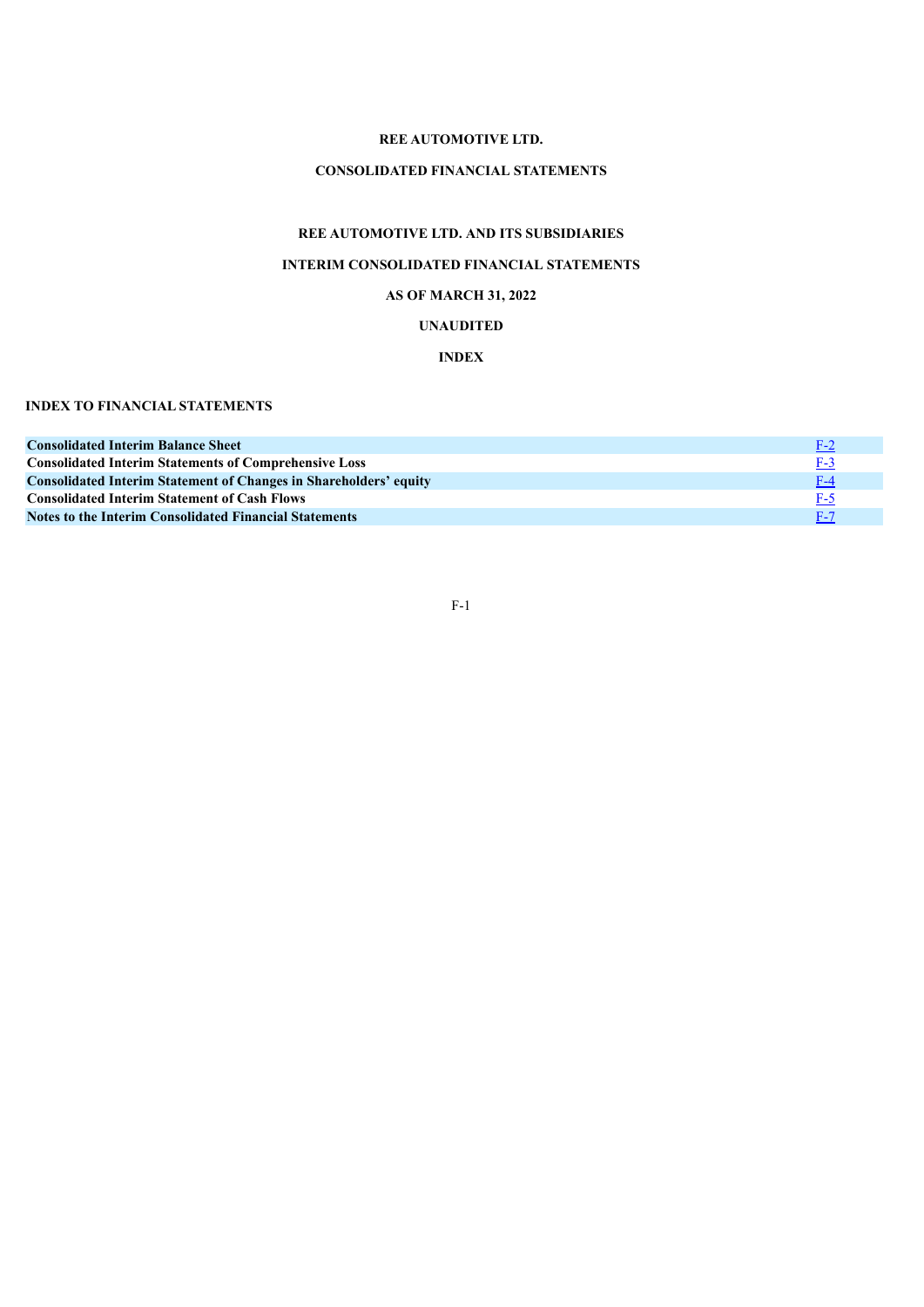# REE AUTOMOTIVE LTD.

## CONSOLIDATED FINANCIAL STATEMENTS

## REE AUTOMOTIVE LTD. AND ITS SUBSIDIARIES

## INTERIM CONSOLIDATED FINANCIAL STATEMENTS

## AS OF MARCH 31, 2022

## UNAUDITED

## INDEX

**INDEX TO FINANCIAL STATEMENTS**

| | |
|---|---|
| **Consolidated Interim Balance Sheet** | F-2 |
| **Consolidated Interim Statements of Comprehensive Loss** | F-3 |
| **Consolidated Interim Statement of Changes in Shareholders' equity** | F-4 |
| **Consolidated Interim Statement of Cash Flows** | F-5 |
| **Notes to the Interim Consolidated Financial Statements** | F-7 |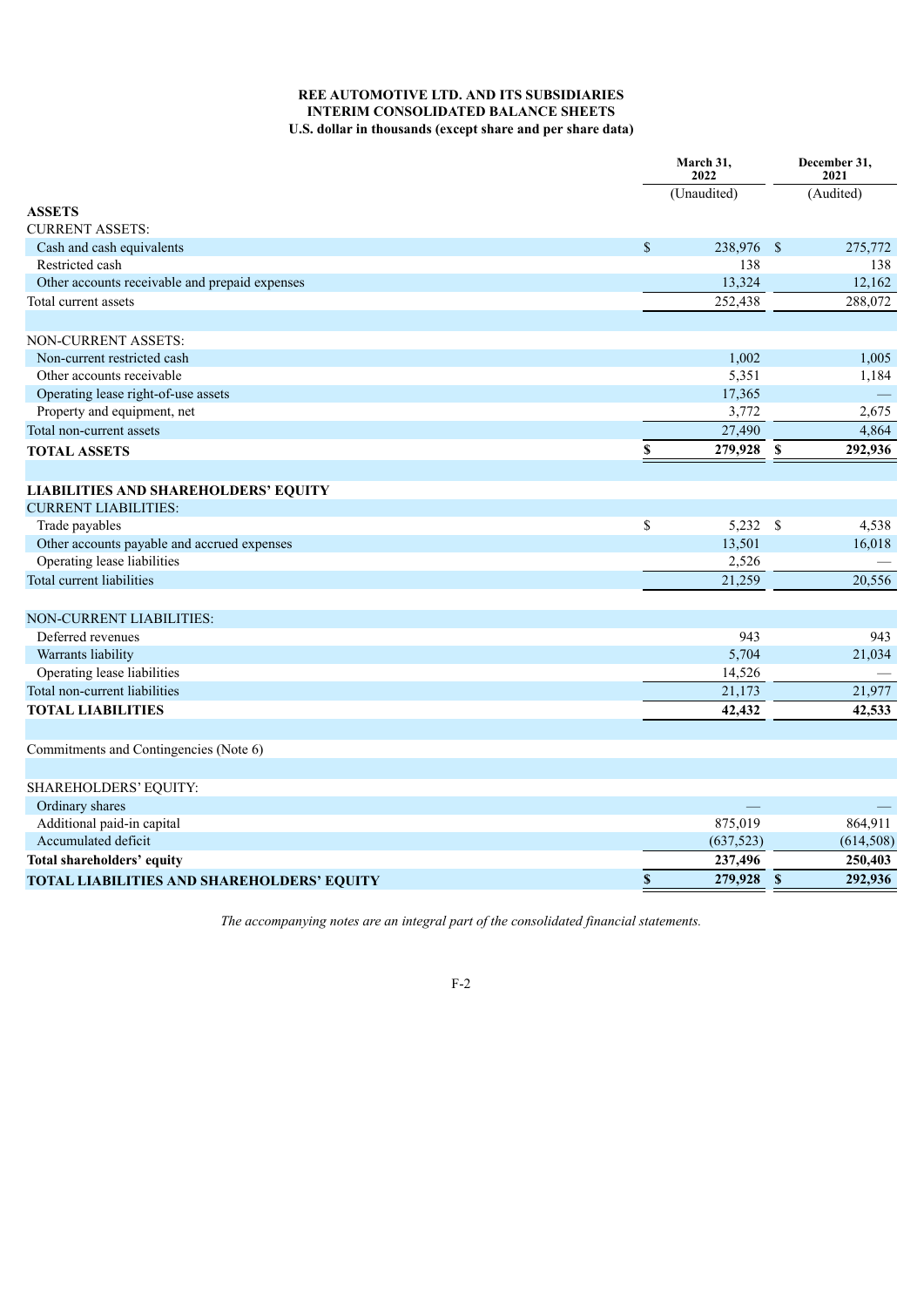**REE AUTOMOTIVE LTD. AND ITS SUBSIDIARIES**
**INTERIM CONSOLIDATED BALANCE SHEETS**
**U.S. dollar in thousands (except share and per share data)**

| | March 31, 2022 | December 31, 2021 |
|---|---|---|
| | (Unaudited) | (Audited) |
| **ASSETS** | | |
| CURRENT ASSETS: | | |
| Cash and cash equivalents | $ 238,976 | $ 275,772 |
| Restricted cash | 138 | 138 |
| Other accounts receivable and prepaid expenses | 13,324 | 12,162 |
| Total current assets | 252,438 | 288,072 |
| | | |
| NON-CURRENT ASSETS: | | |
| Non-current restricted cash | 1,002 | 1,005 |
| Other accounts receivable | 5,351 | 1,184 |
| Operating lease right-of-use assets | 17,365 | — |
| Property and equipment, net | 3,772 | 2,675 |
| Total non-current assets | 27,490 | 4,864 |
| **TOTAL ASSETS** | **$ 279,928** | **$ 292,936** |
| | | |
| **LIABILITIES AND SHAREHOLDERS' EQUITY** | | |
| CURRENT LIABILITIES: | | |
| Trade payables | $ 5,232 | $ 4,538 |
| Other accounts payable and accrued expenses | 13,501 | 16,018 |
| Operating lease liabilities | 2,526 | — |
| Total current liabilities | 21,259 | 20,556 |
| | | |
| NON-CURRENT LIABILITIES: | | |
| Deferred revenues | 943 | 943 |
| Warrants liability | 5,704 | 21,034 |
| Operating lease liabilities | 14,526 | — |
| Total non-current liabilities | 21,173 | 21,977 |
| **TOTAL LIABILITIES** | **42,432** | **42,533** |
| | | |
| Commitments and Contingencies (Note 6) | | |
| | | |
| SHAREHOLDERS' EQUITY: | | |
| Ordinary shares | — | — |
| Additional paid-in capital | 875,019 | 864,911 |
| Accumulated deficit | (637,523) | (614,508) |
| **Total shareholders' equity** | **237,496** | **250,403** |
| **TOTAL LIABILITIES AND SHAREHOLDERS' EQUITY** | **$ 279,928** | **$ 292,936** |

*The accompanying notes are an integral part of the consolidated financial statements.*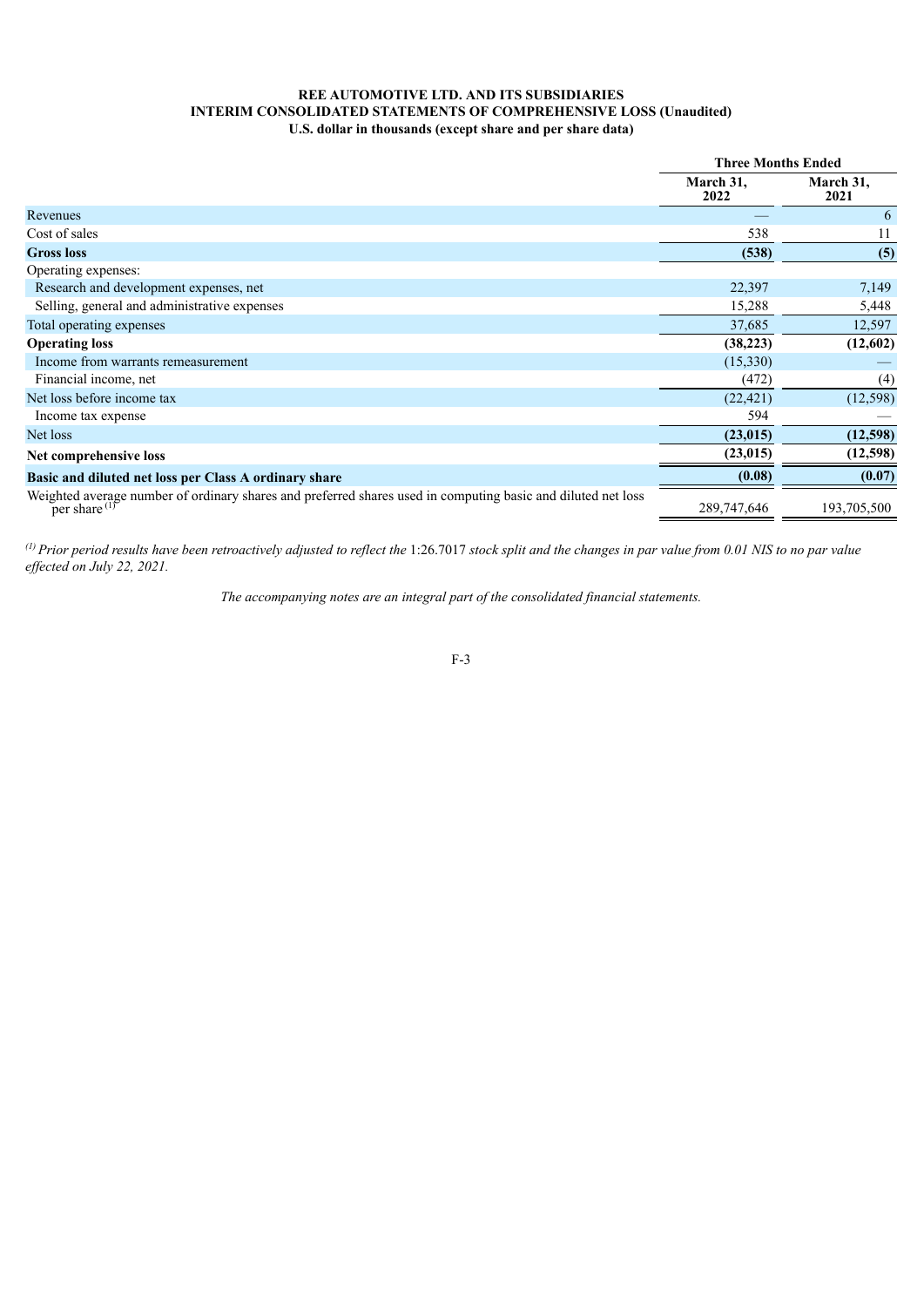**REE AUTOMOTIVE LTD. AND ITS SUBSIDIARIES**
**INTERIM CONSOLIDATED STATEMENTS OF COMPREHENSIVE LOSS (Unaudited)**
**U.S. dollar in thousands (except share and per share data)**

| | Three Months Ended | |
|---|---|---|
| | March 31, 2022 | March 31, 2021 |
| Revenues | — | 6 |
| Cost of sales | 538 | 11 |
| **Gross loss** | **(538)** | **(5)** |
| Operating expenses: | | |
| Research and development expenses, net | 22,397 | 7,149 |
| Selling, general and administrative expenses | 15,288 | 5,448 |
| Total operating expenses | 37,685 | 12,597 |
| **Operating loss** | **(38,223)** | **(12,602)** |
| Income from warrants remeasurement | (15,330) | — |
| Financial income, net | (472) | (4) |
| Net loss before income tax | (22,421) | (12,598) |
| Income tax expense | 594 | — |
| Net loss | **(23,015)** | **(12,598)** |
| **Net comprehensive loss** | **(23,015)** | **(12,598)** |
| **Basic and diluted net loss per Class A ordinary share** | **(0.08)** | **(0.07)** |
| Weighted average number of ordinary shares and preferred shares used in computing basic and diluted net loss per share [(1)] | 289,747,646 | 193,705,500 |

[(1)] *Prior period results have been retroactively adjusted to reflect the* 1:26.7017 *stock split and the changes in par value from 0.01 NIS to no par value effected on July 22, 2021.*

*The accompanying notes are an integral part of the consolidated financial statements.*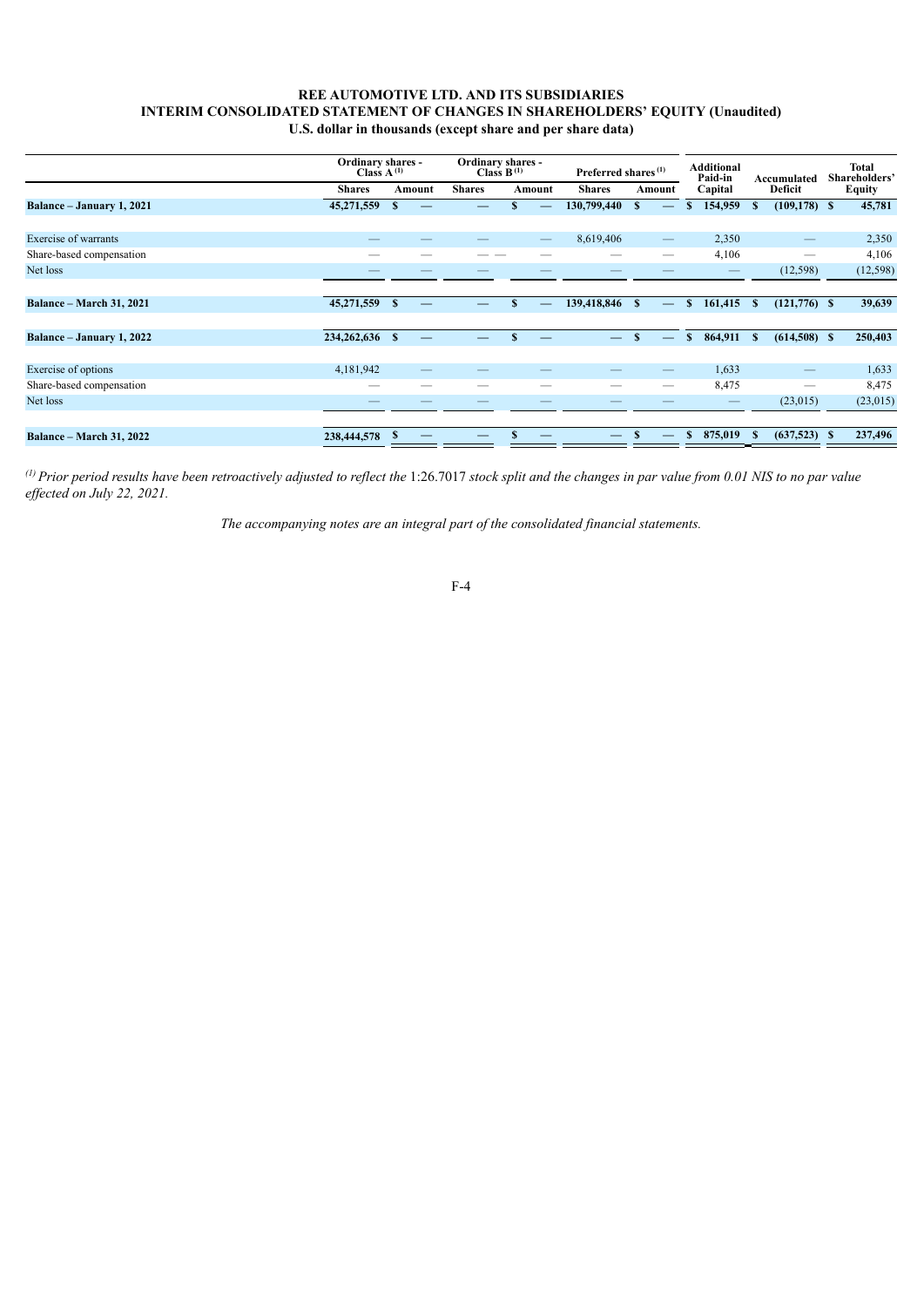# REE AUTOMOTIVE LTD. AND ITS SUBSIDIARIES
## INTERIM CONSOLIDATED STATEMENT OF CHANGES IN SHAREHOLDERS' EQUITY (Unaudited)
### U.S. dollar in thousands (except share and per share data)

| | Ordinary shares - Class A [(1)] | | Ordinary shares - Class B [(1)] | | Preferred shares [(1)] | | Additional Paid-in Capital | Accumulated Deficit | Total Shareholders' Equity |
|---|---|---|---|---|---|---|---|---|---|
| | Shares | Amount | Shares | Amount | Shares | Amount | | | |
| **Balance – January 1, 2021** | **45,271,559** | **$ —** | **—** | **$ —** | **130,799,440** | **$ —** | **$ 154,959** | **$ (109,178)** | **$ 45,781** |
| Exercise of warrants | — | — | — | — | 8,619,406 | — | 2,350 | — | 2,350 |
| Share-based compensation | — | — | — — | — | — | — | 4,106 | — | 4,106 |
| Net loss | — | — | — | — | — | — | — | (12,598) | (12,598) |
| **Balance – March 31, 2021** | **45,271,559** | **$ —** | **—** | **$ —** | **139,418,846** | **$ —** | **$ 161,415** | **$ (121,776)** | **$ 39,639** |
| **Balance – January 1, 2022** | **234,262,636** | **$ —** | **—** | **$ —** | **—** | **$ —** | **$ 864,911** | **$ (614,508)** | **$ 250,403** |
| Exercise of options | 4,181,942 | — | — | — | — | — | 1,633 | — | 1,633 |
| Share-based compensation | — | — | — | — | — | — | 8,475 | — | 8,475 |
| Net loss | — | — | — | — | — | — | — | (23,015) | (23,015) |
| **Balance – March 31, 2022** | **238,444,578** | **$ —** | **—** | **$ —** | **—** | **$ —** | **$ 875,019** | **$ (637,523)** | **$ 237,496** |

[(1)] *Prior period results have been retroactively adjusted to reflect the* 1:26.7017 *stock split and the changes in par value from 0.01 NIS to no par value effected on July 22, 2021.*

*The accompanying notes are an integral part of the consolidated financial statements.*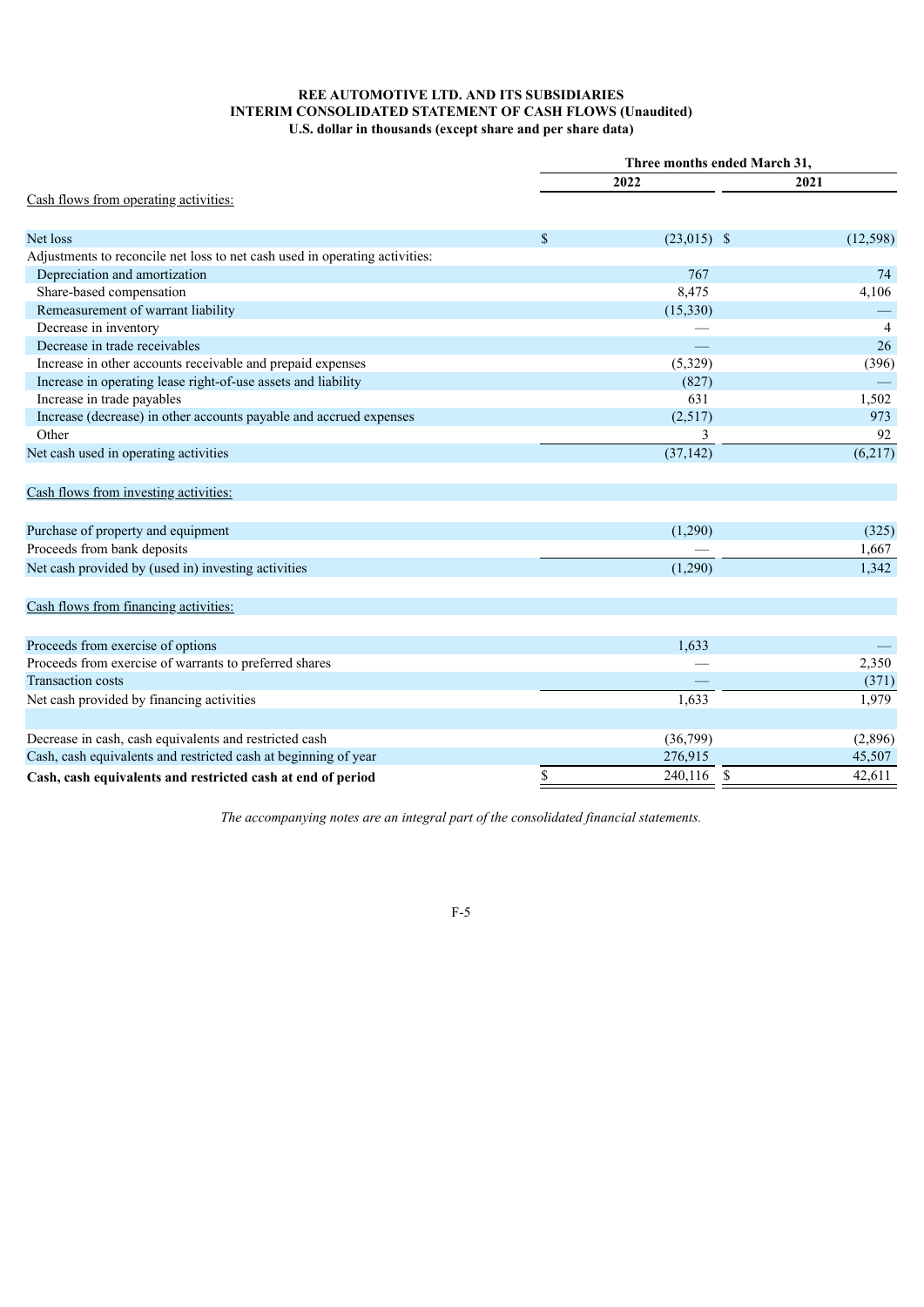**REE AUTOMOTIVE LTD. AND ITS SUBSIDIARIES**
**INTERIM CONSOLIDATED STATEMENT OF CASH FLOWS (Unaudited)**
**U.S. dollar in thousands (except share and per share data)**

| | Three months ended March 31, | |
|---|---|---|
| | **2022** | **2021** |
| Cash flows from operating activities: | | |
| Net loss | $ (23,015) | $ (12,598) |
| Adjustments to reconcile net loss to net cash used in operating activities: | | |
| Depreciation and amortization | 767 | 74 |
| Share-based compensation | 8,475 | 4,106 |
| Remeasurement of warrant liability | (15,330) | — |
| Decrease in inventory | — | 4 |
| Decrease in trade receivables | — | 26 |
| Increase in other accounts receivable and prepaid expenses | (5,329) | (396) |
| Increase in operating lease right-of-use assets and liability | (827) | — |
| Increase in trade payables | 631 | 1,502 |
| Increase (decrease) in other accounts payable and accrued expenses | (2,517) | 973 |
| Other | 3 | 92 |
| Net cash used in operating activities | (37,142) | (6,217) |
| Cash flows from investing activities: | | |
| Purchase of property and equipment | (1,290) | (325) |
| Proceeds from bank deposits | — | 1,667 |
| Net cash provided by (used in) investing activities | (1,290) | 1,342 |
| Cash flows from financing activities: | | |
| Proceeds from exercise of options | 1,633 | — |
| Proceeds from exercise of warrants to preferred shares | — | 2,350 |
| Transaction costs | — | (371) |
| Net cash provided by financing activities | 1,633 | 1,979 |
| Decrease in cash, cash equivalents and restricted cash | (36,799) | (2,896) |
| Cash, cash equivalents and restricted cash at beginning of year | 276,915 | 45,507 |
| **Cash, cash equivalents and restricted cash at end of period** | $ 240,116 | $ 42,611 |

*The accompanying notes are an integral part of the consolidated financial statements.*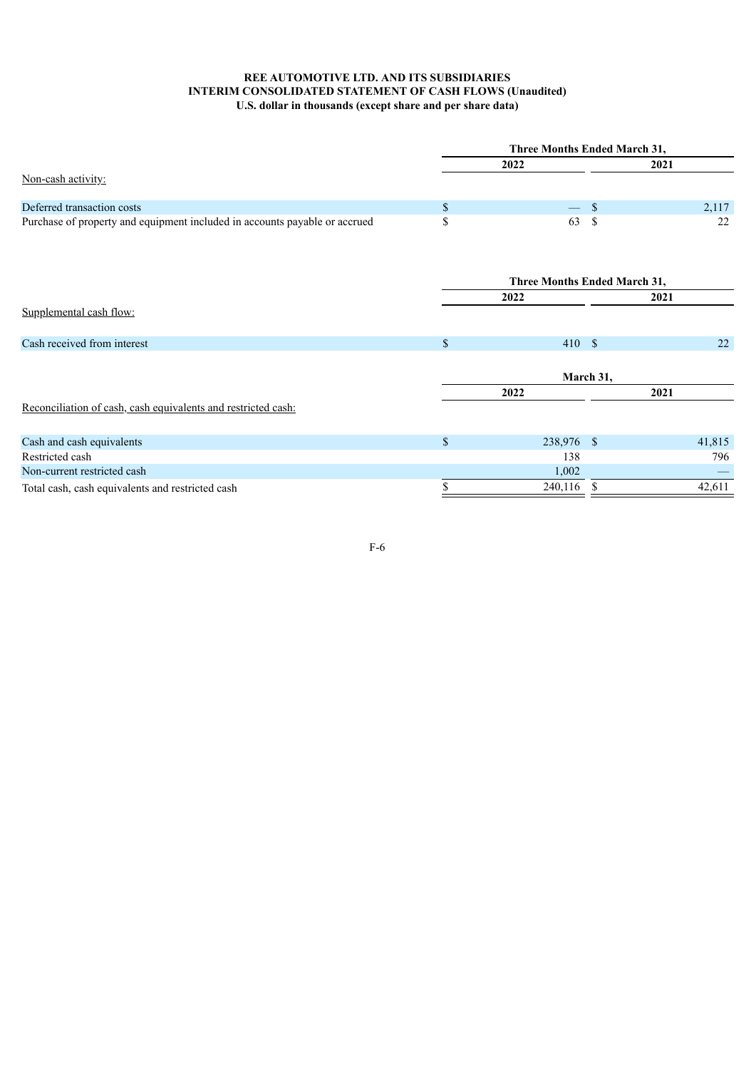**REE AUTOMOTIVE LTD. AND ITS SUBSIDIARIES**
**INTERIM CONSOLIDATED STATEMENT OF CASH FLOWS (Unaudited)**
**U.S. dollar in thousands (except share and per share data)**

| | Three Months Ended March 31, | |
|---|---|---|
| | 2022 | 2021 |
| Non-cash activity: | | |
| Deferred transaction costs | $ — | $ 2,117 |
| Purchase of property and equipment included in accounts payable or accrued | $ 63 | $ 22 |

| | Three Months Ended March 31, | |
|---|---|---|
| | 2022 | 2021 |
| Supplemental cash flow: | | |
| Cash received from interest | $ 410 | $ 22 |

| | March 31, | |
|---|---|---|
| | 2022 | 2021 |
| Reconciliation of cash, cash equivalents and restricted cash: | | |
| Cash and cash equivalents | $ 238,976 | $ 41,815 |
| Restricted cash | 138 | 796 |
| Non-current restricted cash | 1,002 | — |
| Total cash, cash equivalents and restricted cash | $ 240,116 | $ 42,611 |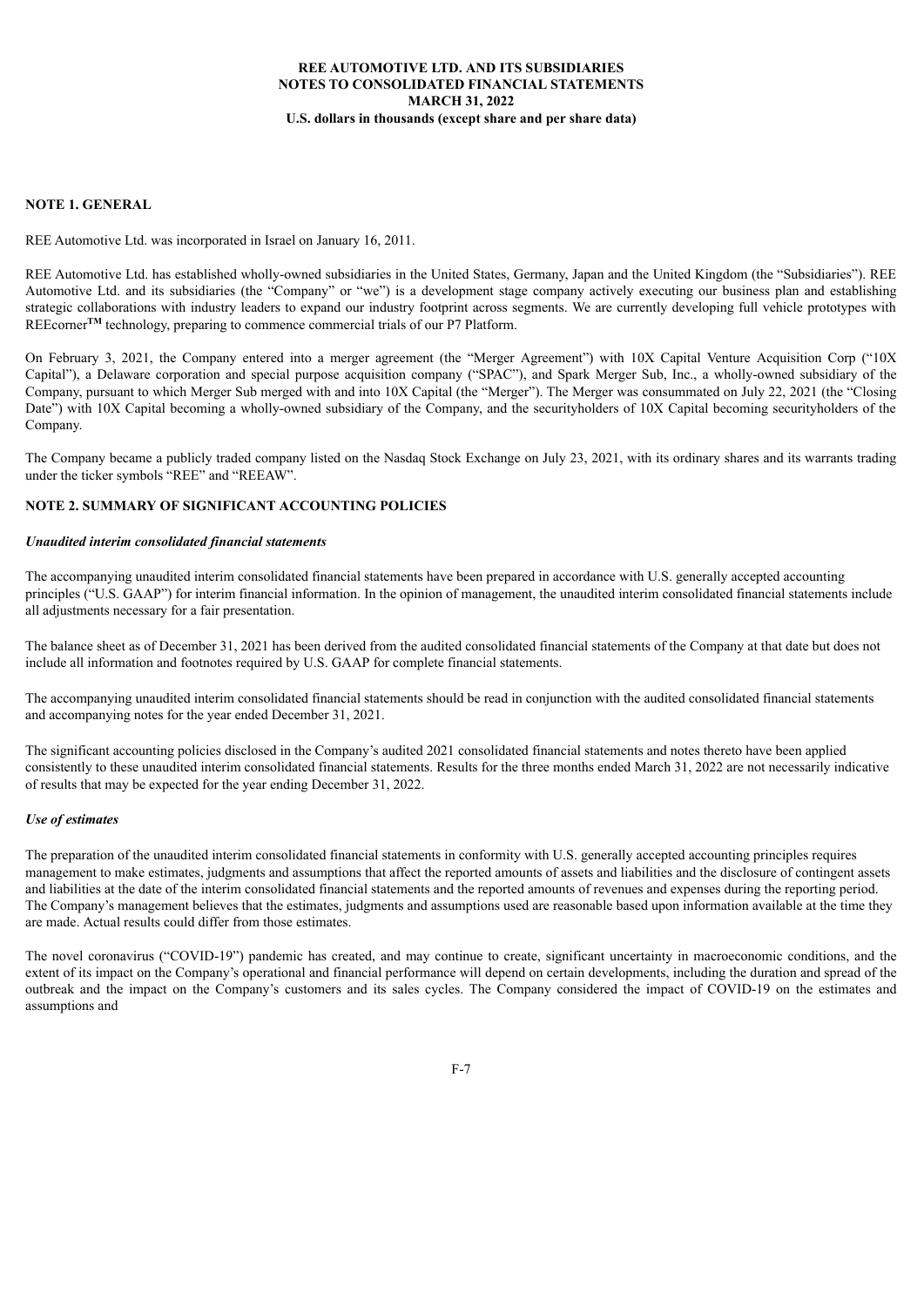## NOTE 1. GENERAL

REE Automotive Ltd. was incorporated in Israel on January 16, 2011.

REE Automotive Ltd. has established wholly-owned subsidiaries in the United States, Germany, Japan and the United Kingdom (the "Subsidiaries"). REE Automotive Ltd. and its subsidiaries (the "Company" or "we") is a development stage company actively executing our business plan and establishing strategic collaborations with industry leaders to expand our industry footprint across segments. We are currently developing full vehicle prototypes with REEcorner™ technology, preparing to commence commercial trials of our P7 Platform.

On February 3, 2021, the Company entered into a merger agreement (the "Merger Agreement") with 10X Capital Venture Acquisition Corp ("10X Capital"), a Delaware corporation and special purpose acquisition company ("SPAC"), and Spark Merger Sub, Inc., a wholly-owned subsidiary of the Company, pursuant to which Merger Sub merged with and into 10X Capital (the "Merger"). The Merger was consummated on July 22, 2021 (the "Closing Date") with 10X Capital becoming a wholly-owned subsidiary of the Company, and the securityholders of 10X Capital becoming securityholders of the Company.

The Company became a publicly traded company listed on the Nasdaq Stock Exchange on July 23, 2021, with its ordinary shares and its warrants trading under the ticker symbols "REE" and "REEAW".

## NOTE 2. SUMMARY OF SIGNIFICANT ACCOUNTING POLICIES

### *Unaudited interim consolidated financial statements*

The accompanying unaudited interim consolidated financial statements have been prepared in accordance with U.S. generally accepted accounting principles ("U.S. GAAP") for interim financial information. In the opinion of management, the unaudited interim consolidated financial statements include all adjustments necessary for a fair presentation.

The balance sheet as of December 31, 2021 has been derived from the audited consolidated financial statements of the Company at that date but does not include all information and footnotes required by U.S. GAAP for complete financial statements.

The accompanying unaudited interim consolidated financial statements should be read in conjunction with the audited consolidated financial statements and accompanying notes for the year ended December 31, 2021.

The significant accounting policies disclosed in the Company's audited 2021 consolidated financial statements and notes thereto have been applied consistently to these unaudited interim consolidated financial statements. Results for the three months ended March 31, 2022 are not necessarily indicative of results that may be expected for the year ending December 31, 2022.

### *Use of estimates*

The preparation of the unaudited interim consolidated financial statements in conformity with U.S. generally accepted accounting principles requires management to make estimates, judgments and assumptions that affect the reported amounts of assets and liabilities and the disclosure of contingent assets and liabilities at the date of the interim consolidated financial statements and the reported amounts of revenues and expenses during the reporting period. The Company's management believes that the estimates, judgments and assumptions used are reasonable based upon information available at the time they are made. Actual results could differ from those estimates.

The novel coronavirus ("COVID-19") pandemic has created, and may continue to create, significant uncertainty in macroeconomic conditions, and the extent of its impact on the Company's operational and financial performance will depend on certain developments, including the duration and spread of the outbreak and the impact on the Company's customers and its sales cycles. The Company considered the impact of COVID-19 on the estimates and assumptions and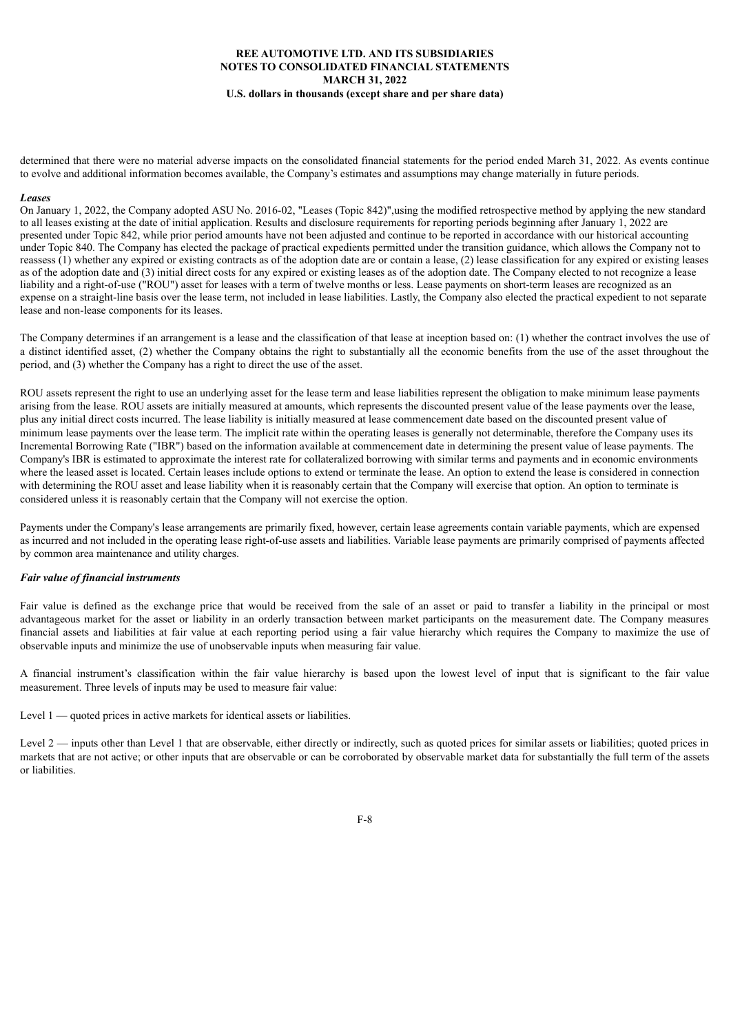determined that there were no material adverse impacts on the consolidated financial statements for the period ended March 31, 2022. As events continue to evolve and additional information becomes available, the Company's estimates and assumptions may change materially in future periods.

***Leases***

On January 1, 2022, the Company adopted ASU No. 2016-02, "Leases (Topic 842)",using the modified retrospective method by applying the new standard to all leases existing at the date of initial application. Results and disclosure requirements for reporting periods beginning after January 1, 2022 are presented under Topic 842, while prior period amounts have not been adjusted and continue to be reported in accordance with our historical accounting under Topic 840. The Company has elected the package of practical expedients permitted under the transition guidance, which allows the Company not to reassess (1) whether any expired or existing contracts as of the adoption date are or contain a lease, (2) lease classification for any expired or existing leases as of the adoption date and (3) initial direct costs for any expired or existing leases as of the adoption date. The Company elected to not recognize a lease liability and a right-of-use ("ROU") asset for leases with a term of twelve months or less. Lease payments on short-term leases are recognized as an expense on a straight-line basis over the lease term, not included in lease liabilities. Lastly, the Company also elected the practical expedient to not separate lease and non-lease components for its leases.

The Company determines if an arrangement is a lease and the classification of that lease at inception based on: (1) whether the contract involves the use of a distinct identified asset, (2) whether the Company obtains the right to substantially all the economic benefits from the use of the asset throughout the period, and (3) whether the Company has a right to direct the use of the asset.

ROU assets represent the right to use an underlying asset for the lease term and lease liabilities represent the obligation to make minimum lease payments arising from the lease. ROU assets are initially measured at amounts, which represents the discounted present value of the lease payments over the lease, plus any initial direct costs incurred. The lease liability is initially measured at lease commencement date based on the discounted present value of minimum lease payments over the lease term. The implicit rate within the operating leases is generally not determinable, therefore the Company uses its Incremental Borrowing Rate ("IBR") based on the information available at commencement date in determining the present value of lease payments. The Company's IBR is estimated to approximate the interest rate for collateralized borrowing with similar terms and payments and in economic environments where the leased asset is located. Certain leases include options to extend or terminate the lease. An option to extend the lease is considered in connection with determining the ROU asset and lease liability when it is reasonably certain that the Company will exercise that option. An option to terminate is considered unless it is reasonably certain that the Company will not exercise the option.

Payments under the Company's lease arrangements are primarily fixed, however, certain lease agreements contain variable payments, which are expensed as incurred and not included in the operating lease right-of-use assets and liabilities. Variable lease payments are primarily comprised of payments affected by common area maintenance and utility charges.

***Fair value of financial instruments***

Fair value is defined as the exchange price that would be received from the sale of an asset or paid to transfer a liability in the principal or most advantageous market for the asset or liability in an orderly transaction between market participants on the measurement date. The Company measures financial assets and liabilities at fair value at each reporting period using a fair value hierarchy which requires the Company to maximize the use of observable inputs and minimize the use of unobservable inputs when measuring fair value.

A financial instrument's classification within the fair value hierarchy is based upon the lowest level of input that is significant to the fair value measurement. Three levels of inputs may be used to measure fair value:

Level 1 — quoted prices in active markets for identical assets or liabilities.

Level 2 — inputs other than Level 1 that are observable, either directly or indirectly, such as quoted prices for similar assets or liabilities; quoted prices in markets that are not active; or other inputs that are observable or can be corroborated by observable market data for substantially the full term of the assets or liabilities.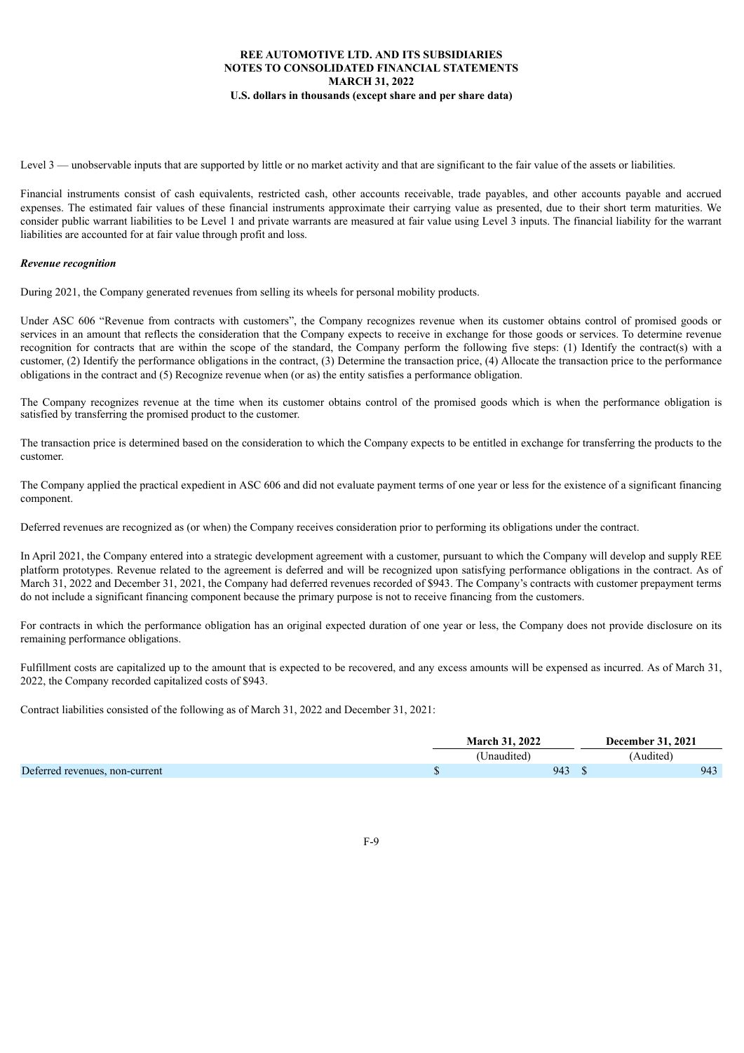Level 3 — unobservable inputs that are supported by little or no market activity and that are significant to the fair value of the assets or liabilities.

Financial instruments consist of cash equivalents, restricted cash, other accounts receivable, trade payables, and other accounts payable and accrued expenses. The estimated fair values of these financial instruments approximate their carrying value as presented, due to their short term maturities. We consider public warrant liabilities to be Level 1 and private warrants are measured at fair value using Level 3 inputs. The financial liability for the warrant liabilities are accounted for at fair value through profit and loss.

***Revenue recognition***

During 2021, the Company generated revenues from selling its wheels for personal mobility products.

Under ASC 606 "Revenue from contracts with customers", the Company recognizes revenue when its customer obtains control of promised goods or services in an amount that reflects the consideration that the Company expects to receive in exchange for those goods or services. To determine revenue recognition for contracts that are within the scope of the standard, the Company perform the following five steps: (1) Identify the contract(s) with a customer, (2) Identify the performance obligations in the contract, (3) Determine the transaction price, (4) Allocate the transaction price to the performance obligations in the contract and (5) Recognize revenue when (or as) the entity satisfies a performance obligation.

The Company recognizes revenue at the time when its customer obtains control of the promised goods which is when the performance obligation is satisfied by transferring the promised product to the customer.

The transaction price is determined based on the consideration to which the Company expects to be entitled in exchange for transferring the products to the customer.

The Company applied the practical expedient in ASC 606 and did not evaluate payment terms of one year or less for the existence of a significant financing component.

Deferred revenues are recognized as (or when) the Company receives consideration prior to performing its obligations under the contract.

In April 2021, the Company entered into a strategic development agreement with a customer, pursuant to which the Company will develop and supply REE platform prototypes. Revenue related to the agreement is deferred and will be recognized upon satisfying performance obligations in the contract. As of March 31, 2022 and December 31, 2021, the Company had deferred revenues recorded of $943. The Company's contracts with customer prepayment terms do not include a significant financing component because the primary purpose is not to receive financing from the customers.

For contracts in which the performance obligation has an original expected duration of one year or less, the Company does not provide disclosure on its remaining performance obligations.

Fulfillment costs are capitalized up to the amount that is expected to be recovered, and any excess amounts will be expensed as incurred. As of March 31, 2022, the Company recorded capitalized costs of $943.

Contract liabilities consisted of the following as of March 31, 2022 and December 31, 2021:

| | March 31, 2022 | December 31, 2021 |
|---|---|---|
| | (Unaudited) | (Audited) |
| Deferred revenues, non-current | $ 943 | $ 943 |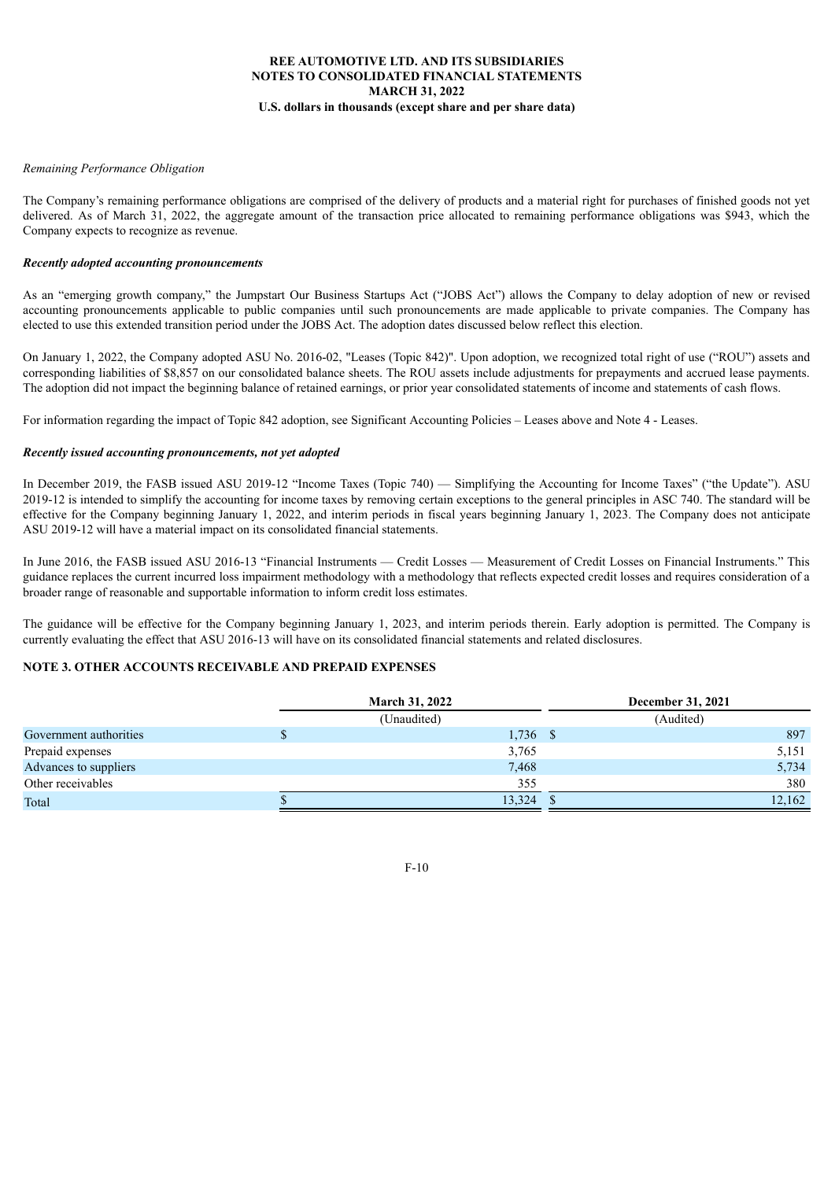*Remaining Performance Obligation*

The Company's remaining performance obligations are comprised of the delivery of products and a material right for purchases of finished goods not yet delivered. As of March 31, 2022, the aggregate amount of the transaction price allocated to remaining performance obligations was $943, which the Company expects to recognize as revenue.

***Recently adopted accounting pronouncements***

As an "emerging growth company," the Jumpstart Our Business Startups Act ("JOBS Act") allows the Company to delay adoption of new or revised accounting pronouncements applicable to public companies until such pronouncements are made applicable to private companies. The Company has elected to use this extended transition period under the JOBS Act. The adoption dates discussed below reflect this election.

On January 1, 2022, the Company adopted ASU No. 2016-02, "Leases (Topic 842)". Upon adoption, we recognized total right of use ("ROU") assets and corresponding liabilities of $8,857 on our consolidated balance sheets. The ROU assets include adjustments for prepayments and accrued lease payments. The adoption did not impact the beginning balance of retained earnings, or prior year consolidated statements of income and statements of cash flows.

For information regarding the impact of Topic 842 adoption, see Significant Accounting Policies – Leases above and Note 4 - Leases.

***Recently issued accounting pronouncements, not yet adopted***

In December 2019, the FASB issued ASU 2019-12 "Income Taxes (Topic 740) — Simplifying the Accounting for Income Taxes" ("the Update"). ASU 2019-12 is intended to simplify the accounting for income taxes by removing certain exceptions to the general principles in ASC 740. The standard will be effective for the Company beginning January 1, 2022, and interim periods in fiscal years beginning January 1, 2023. The Company does not anticipate ASU 2019-12 will have a material impact on its consolidated financial statements.

In June 2016, the FASB issued ASU 2016-13 "Financial Instruments — Credit Losses — Measurement of Credit Losses on Financial Instruments." This guidance replaces the current incurred loss impairment methodology with a methodology that reflects expected credit losses and requires consideration of a broader range of reasonable and supportable information to inform credit loss estimates.

The guidance will be effective for the Company beginning January 1, 2023, and interim periods therein. Early adoption is permitted. The Company is currently evaluating the effect that ASU 2016-13 will have on its consolidated financial statements and related disclosures.

**NOTE 3. OTHER ACCOUNTS RECEIVABLE AND PREPAID EXPENSES**

| | March 31, 2022 | December 31, 2021 |
|---|---|---|
| | (Unaudited) | (Audited) |
| Government authorities | $ 1,736 | $ 897 |
| Prepaid expenses | 3,765 | 5,151 |
| Advances to suppliers | 7,468 | 5,734 |
| Other receivables | 355 | 380 |
| Total | $ 13,324 | $ 12,162 |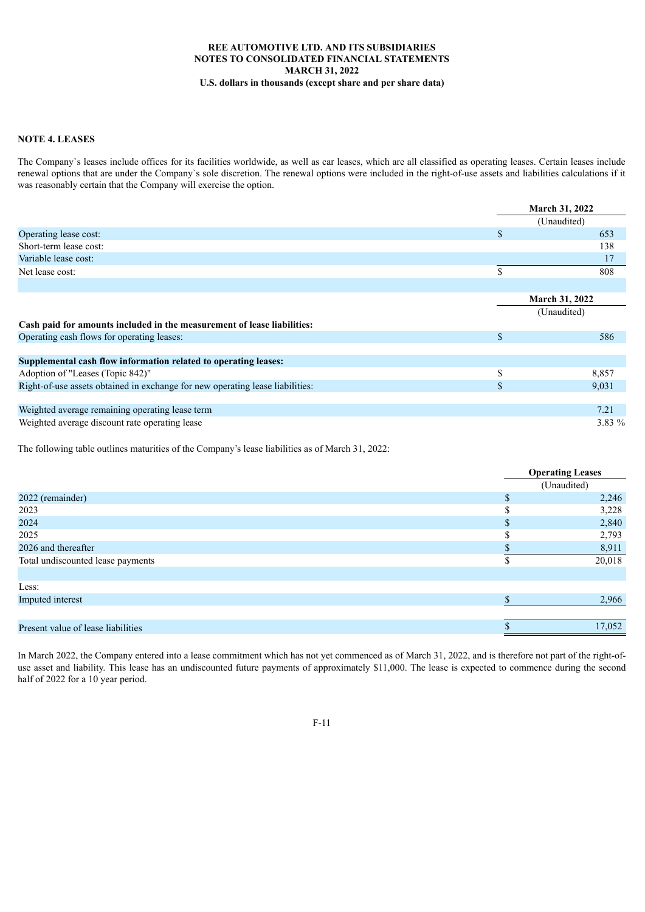**REE AUTOMOTIVE LTD. AND ITS SUBSIDIARIES**
**NOTES TO CONSOLIDATED FINANCIAL STATEMENTS**
**MARCH 31, 2022**
**U.S. dollars in thousands (except share and per share data)**

**NOTE 4. LEASES**

The Company`s leases include offices for its facilities worldwide, as well as car leases, which are all classified as operating leases. Certain leases include renewal options that are under the Company`s sole discretion. The renewal options were included in the right-of-use assets and liabilities calculations if it was reasonably certain that the Company will exercise the option.

| | March 31, 2022 |
|---|---|
| | (Unaudited) |
| Operating lease cost: | $ 653 |
| Short-term lease cost: | 138 |
| Variable lease cost: | 17 |
| Net lease cost: | $ 808 |

| | March 31, 2022 |
|---|---|
| | (Unaudited) |
| **Cash paid for amounts included in the measurement of lease liabilities:** | |
| Operating cash flows for operating leases: | $ 586 |
| | |
| **Supplemental cash flow information related to operating leases:** | |
| Adoption of "Leases (Topic 842)" | $ 8,857 |
| Right-of-use assets obtained in exchange for new operating lease liabilities: | $ 9,031 |
| | |
| Weighted average remaining operating lease term | 7.21 |
| Weighted average discount rate operating lease | 3.83 % |

The following table outlines maturities of the Company's lease liabilities as of March 31, 2022:

| | Operating Leases |
|---|---|
| | (Unaudited) |
| 2022 (remainder) | $ 2,246 |
| 2023 | $ 3,228 |
| 2024 | $ 2,840 |
| 2025 | $ 2,793 |
| 2026 and thereafter | $ 8,911 |
| Total undiscounted lease payments | $ 20,018 |
| | |
| Less: | |
| Imputed interest | $ 2,966 |
| | |
| Present value of lease liabilities | $ 17,052 |

In March 2022, the Company entered into a lease commitment which has not yet commenced as of March 31, 2022, and is therefore not part of the right-of-use asset and liability. This lease has an undiscounted future payments of approximately $11,000. The lease is expected to commence during the second half of 2022 for a 10 year period.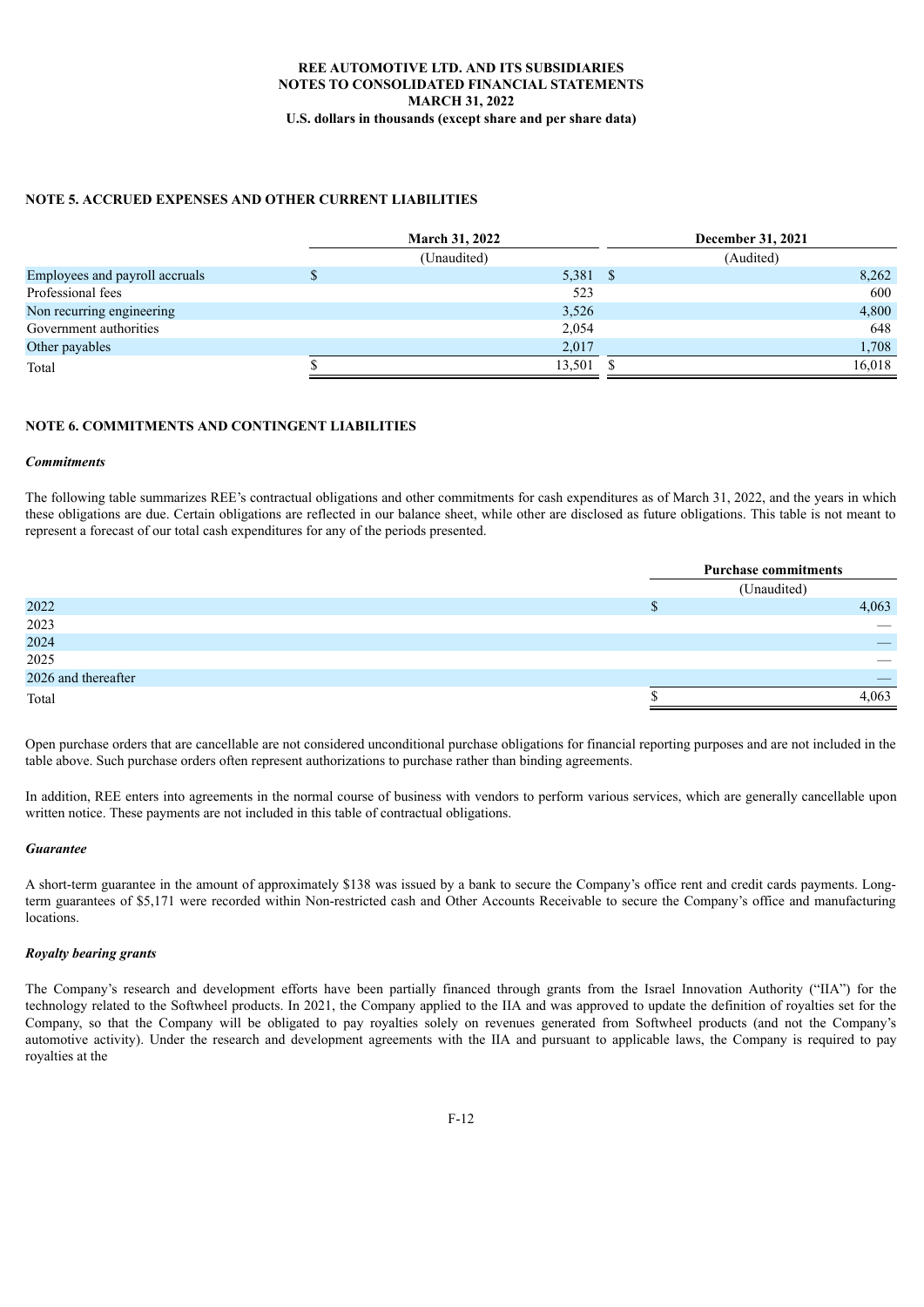## NOTE 5. ACCRUED EXPENSES AND OTHER CURRENT LIABILITIES

| | March 31, 2022 | December 31, 2021 |
|---|---|---|
| | (Unaudited) | (Audited) |
| Employees and payroll accruals | $ 5,381 | $ 8,262 |
| Professional fees | 523 | 600 |
| Non recurring engineering | 3,526 | 4,800 |
| Government authorities | 2,054 | 648 |
| Other payables | 2,017 | 1,708 |
| Total | $ 13,501 | $ 16,018 |

## NOTE 6. COMMITMENTS AND CONTINGENT LIABILITIES

### *Commitments*

The following table summarizes REE's contractual obligations and other commitments for cash expenditures as of March 31, 2022, and the years in which these obligations are due. Certain obligations are reflected in our balance sheet, while other are disclosed as future obligations. This table is not meant to represent a forecast of our total cash expenditures for any of the periods presented.

| | Purchase commitments |
|---|---|
| | (Unaudited) |
| 2022 | $ 4,063 |
| 2023 | — |
| 2024 | — |
| 2025 | — |
| 2026 and thereafter | — |
| Total | $ 4,063 |

Open purchase orders that are cancellable are not considered unconditional purchase obligations for financial reporting purposes and are not included in the table above. Such purchase orders often represent authorizations to purchase rather than binding agreements.

In addition, REE enters into agreements in the normal course of business with vendors to perform various services, which are generally cancellable upon written notice. These payments are not included in this table of contractual obligations.

### *Guarantee*

A short-term guarantee in the amount of approximately $138 was issued by a bank to secure the Company's office rent and credit cards payments. Long-term guarantees of $5,171 were recorded within Non-restricted cash and Other Accounts Receivable to secure the Company's office and manufacturing locations.

### *Royalty bearing grants*

The Company's research and development efforts have been partially financed through grants from the Israel Innovation Authority ("IIA") for the technology related to the Softwheel products. In 2021, the Company applied to the IIA and was approved to update the definition of royalties set for the Company, so that the Company will be obligated to pay royalties solely on revenues generated from Softwheel products (and not the Company's automotive activity). Under the research and development agreements with the IIA and pursuant to applicable laws, the Company is required to pay royalties at the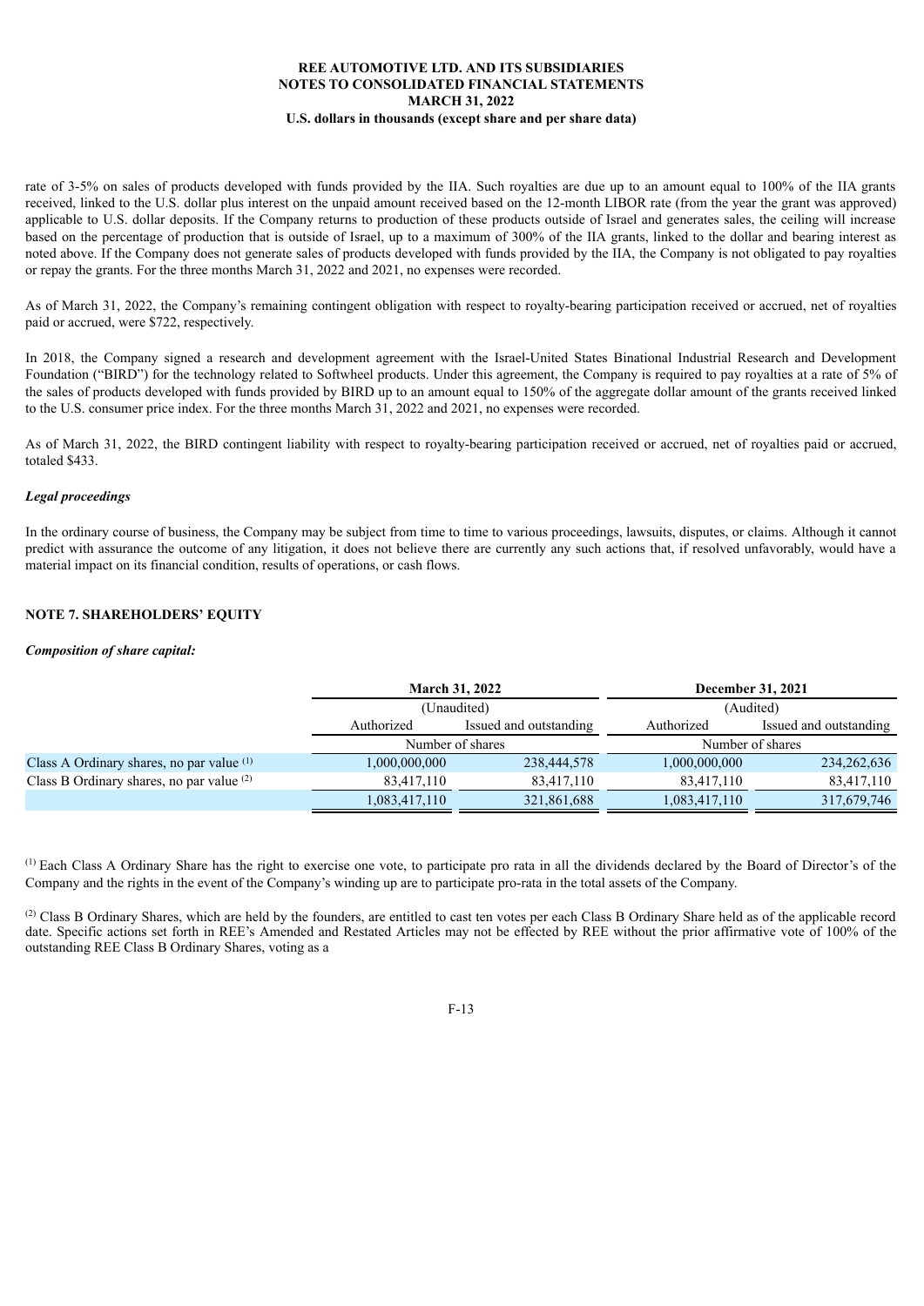rate of 3-5% on sales of products developed with funds provided by the IIA. Such royalties are due up to an amount equal to 100% of the IIA grants received, linked to the U.S. dollar plus interest on the unpaid amount received based on the 12-month LIBOR rate (from the year the grant was approved) applicable to U.S. dollar deposits. If the Company returns to production of these products outside of Israel and generates sales, the ceiling will increase based on the percentage of production that is outside of Israel, up to a maximum of 300% of the IIA grants, linked to the dollar and bearing interest as noted above. If the Company does not generate sales of products developed with funds provided by the IIA, the Company is not obligated to pay royalties or repay the grants. For the three months March 31, 2022 and 2021, no expenses were recorded.

As of March 31, 2022, the Company's remaining contingent obligation with respect to royalty-bearing participation received or accrued, net of royalties paid or accrued, were $722, respectively.

In 2018, the Company signed a research and development agreement with the Israel-United States Binational Industrial Research and Development Foundation ("BIRD") for the technology related to Softwheel products. Under this agreement, the Company is required to pay royalties at a rate of 5% of the sales of products developed with funds provided by BIRD up to an amount equal to 150% of the aggregate dollar amount of the grants received linked to the U.S. consumer price index. For the three months March 31, 2022 and 2021, no expenses were recorded.

As of March 31, 2022, the BIRD contingent liability with respect to royalty-bearing participation received or accrued, net of royalties paid or accrued, totaled $433.

***Legal proceedings***

In the ordinary course of business, the Company may be subject from time to time to various proceedings, lawsuits, disputes, or claims. Although it cannot predict with assurance the outcome of any litigation, it does not believe there are currently any such actions that, if resolved unfavorably, would have a material impact on its financial condition, results of operations, or cash flows.

## NOTE 7. SHAREHOLDERS' EQUITY

***Composition of share capital:***

| | **March 31, 2022** | | **December 31, 2021** | |
|---|---|---|---|---|
| | (Unaudited) | | (Audited) | |
| | Authorized | Issued and outstanding | Authorized | Issued and outstanding |
| | Number of shares | | Number of shares | |
| Class A Ordinary shares, no par value [(1)] | 1,000,000,000 | 238,444,578 | 1,000,000,000 | 234,262,636 |
| Class B Ordinary shares, no par value [(2)] | 83,417,110 | 83,417,110 | 83,417,110 | 83,417,110 |
| | 1,083,417,110 | 321,861,688 | 1,083,417,110 | 317,679,746 |

[(1)] Each Class A Ordinary Share has the right to exercise one vote, to participate pro rata in all the dividends declared by the Board of Director's of the Company and the rights in the event of the Company's winding up are to participate pro-rata in the total assets of the Company.

[(2)] Class B Ordinary Shares, which are held by the founders, are entitled to cast ten votes per each Class B Ordinary Share held as of the applicable record date. Specific actions set forth in REE's Amended and Restated Articles may not be effected by REE without the prior affirmative vote of 100% of the outstanding REE Class B Ordinary Shares, voting as a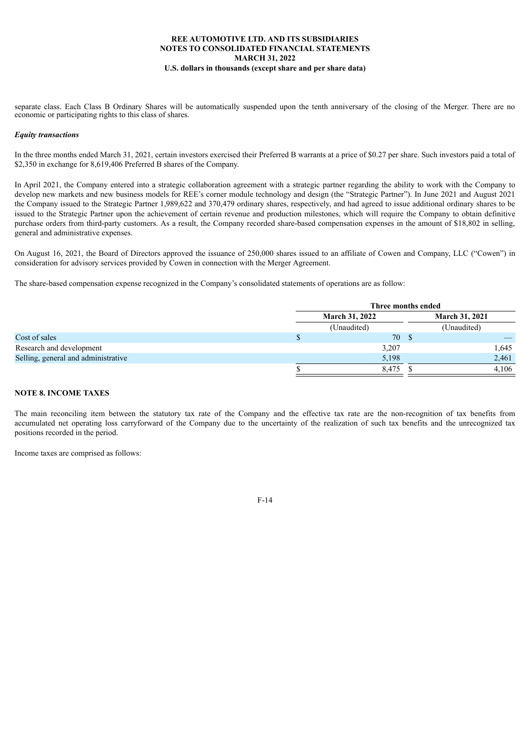separate class. Each Class B Ordinary Shares will be automatically suspended upon the tenth anniversary of the closing of the Merger. There are no economic or participating rights to this class of shares.

***Equity transactions***

In the three months ended March 31, 2021, certain investors exercised their Preferred B warrants at a price of $0.27 per share. Such investors paid a total of $2,350 in exchange for 8,619,406 Preferred B shares of the Company.

In April 2021, the Company entered into a strategic collaboration agreement with a strategic partner regarding the ability to work with the Company to develop new markets and new business models for REE's corner module technology and design (the "Strategic Partner"). In June 2021 and August 2021 the Company issued to the Strategic Partner 1,989,622 and 370,479 ordinary shares, respectively, and had agreed to issue additional ordinary shares to be issued to the Strategic Partner upon the achievement of certain revenue and production milestones, which will require the Company to obtain definitive purchase orders from third-party customers. As a result, the Company recorded share-based compensation expenses in the amount of $18,802 in selling, general and administrative expenses.

On August 16, 2021, the Board of Directors approved the issuance of 250,000 shares issued to an affiliate of Cowen and Company, LLC ("Cowen") in consideration for advisory services provided by Cowen in connection with the Merger Agreement.

The share-based compensation expense recognized in the Company's consolidated statements of operations are as follow:

| | Three months ended | |
|---|---|---|
| | **March 31, 2022** | **March 31, 2021** |
| | (Unaudited) | (Unaudited) |
| Cost of sales | $ 70 | $ — |
| Research and development | 3,207 | 1,645 |
| Selling, general and administrative | 5,198 | 2,461 |
| | $ 8,475 | $ 4,106 |

**NOTE 8. INCOME TAXES**

The main reconciling item between the statutory tax rate of the Company and the effective tax rate are the non-recognition of tax benefits from accumulated net operating loss carryforward of the Company due to the uncertainty of the realization of such tax benefits and the unrecognized tax positions recorded in the period.

Income taxes are comprised as follows: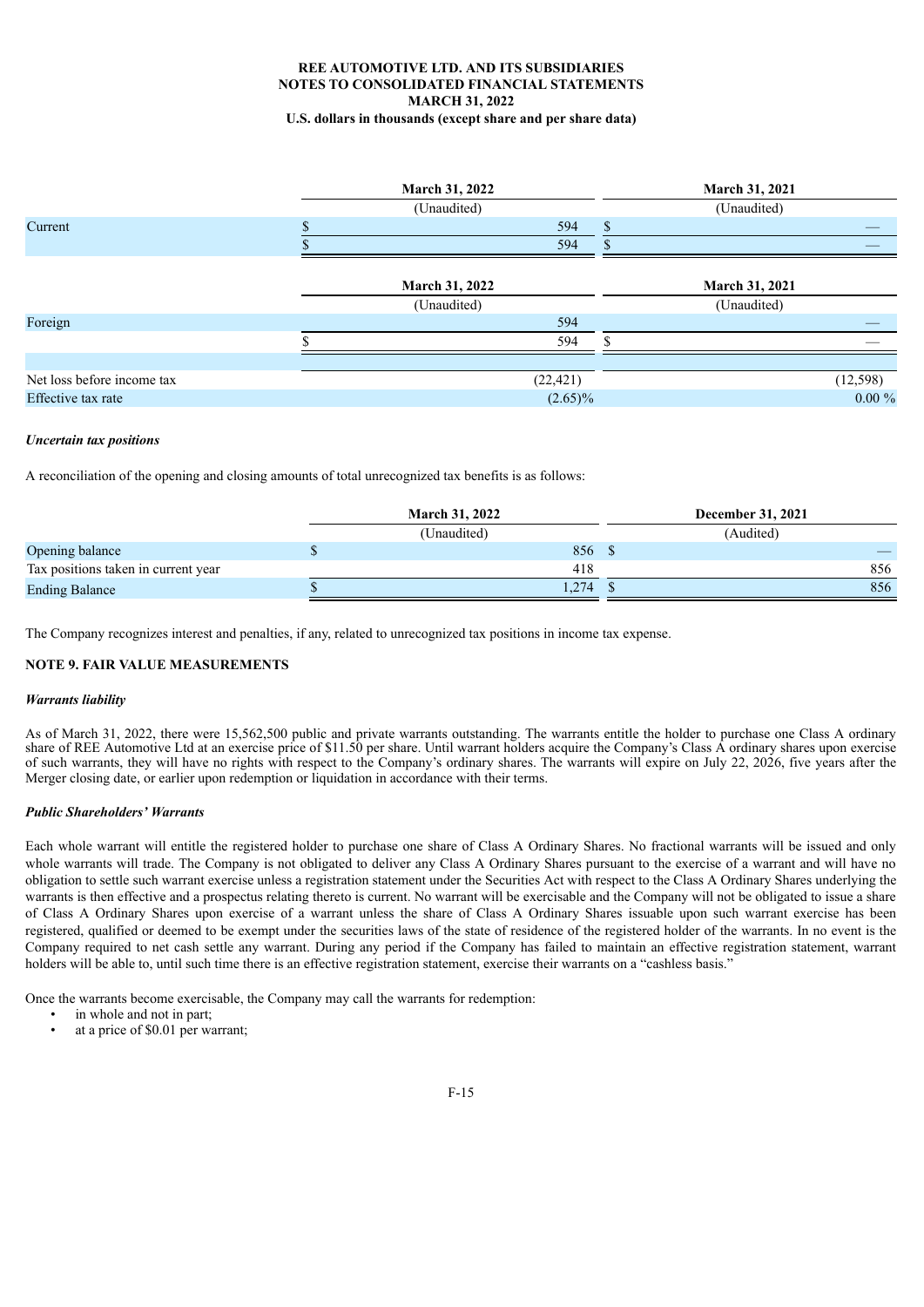| | March 31, 2022 | March 31, 2021 |
|---|---|---|
| | (Unaudited) | (Unaudited) |
| Current | $ 594 | $ — |
| | $ 594 | $ — |

| | March 31, 2022 | March 31, 2021 |
|---|---|---|
| | (Unaudited) | (Unaudited) |
| Foreign | 594 | — |
| | $ 594 | $ — |
| | | |
| Net loss before income tax | (22,421) | (12,598) |
| Effective tax rate | (2.65)% | 0.00 % |

***Uncertain tax positions***

A reconciliation of the opening and closing amounts of total unrecognized tax benefits is as follows:

| | March 31, 2022 | December 31, 2021 |
|---|---|---|
| | (Unaudited) | (Audited) |
| Opening balance | $ 856 | $ — |
| Tax positions taken in current year | 418 | 856 |
| Ending Balance | $ 1,274 | $ 856 |

The Company recognizes interest and penalties, if any, related to unrecognized tax positions in income tax expense.

## NOTE 9. FAIR VALUE MEASUREMENTS

***Warrants liability***

As of March 31, 2022, there were 15,562,500 public and private warrants outstanding. The warrants entitle the holder to purchase one Class A ordinary share of REE Automotive Ltd at an exercise price of $11.50 per share. Until warrant holders acquire the Company's Class A ordinary shares upon exercise of such warrants, they will have no rights with respect to the Company's ordinary shares. The warrants will expire on July 22, 2026, five years after the Merger closing date, or earlier upon redemption or liquidation in accordance with their terms.

***Public Shareholders' Warrants***

Each whole warrant will entitle the registered holder to purchase one share of Class A Ordinary Shares. No fractional warrants will be issued and only whole warrants will trade. The Company is not obligated to deliver any Class A Ordinary Shares pursuant to the exercise of a warrant and will have no obligation to settle such warrant exercise unless a registration statement under the Securities Act with respect to the Class A Ordinary Shares underlying the warrants is then effective and a prospectus relating thereto is current. No warrant will be exercisable and the Company will not be obligated to issue a share of Class A Ordinary Shares upon exercise of a warrant unless the share of Class A Ordinary Shares issuable upon such warrant exercise has been registered, qualified or deemed to be exempt under the securities laws of the state of residence of the registered holder of the warrants. In no event is the Company required to net cash settle any warrant. During any period if the Company has failed to maintain an effective registration statement, warrant holders will be able to, until such time there is an effective registration statement, exercise their warrants on a "cashless basis."

Once the warrants become exercisable, the Company may call the warrants for redemption:

- in whole and not in part;
- at a price of $0.01 per warrant;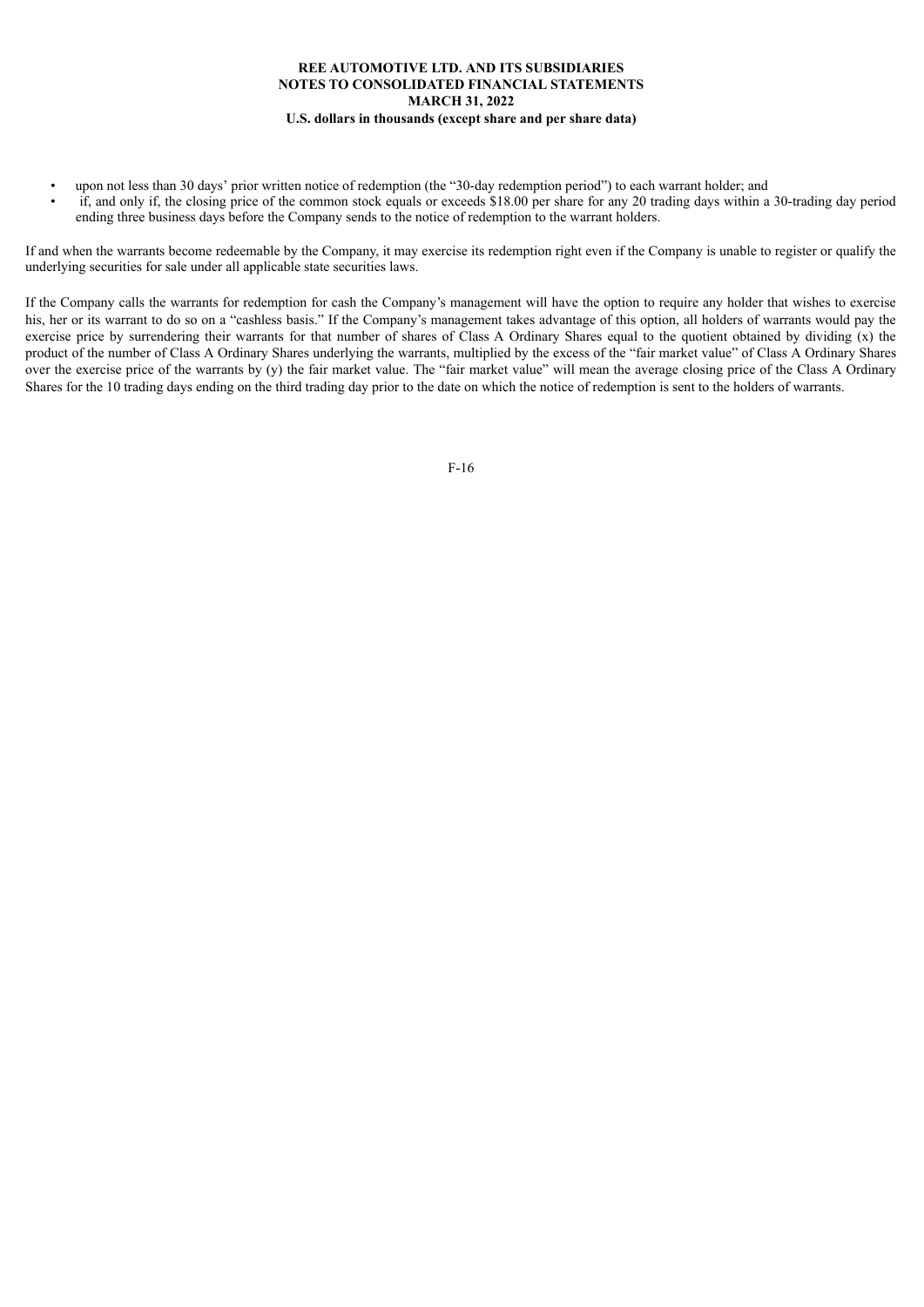- upon not less than 30 days' prior written notice of redemption (the "30-day redemption period") to each warrant holder; and
- if, and only if, the closing price of the common stock equals or exceeds $18.00 per share for any 20 trading days within a 30-trading day period ending three business days before the Company sends to the notice of redemption to the warrant holders.

If and when the warrants become redeemable by the Company, it may exercise its redemption right even if the Company is unable to register or qualify the underlying securities for sale under all applicable state securities laws.

If the Company calls the warrants for redemption for cash the Company's management will have the option to require any holder that wishes to exercise his, her or its warrant to do so on a "cashless basis." If the Company's management takes advantage of this option, all holders of warrants would pay the exercise price by surrendering their warrants for that number of shares of Class A Ordinary Shares equal to the quotient obtained by dividing (x) the product of the number of Class A Ordinary Shares underlying the warrants, multiplied by the excess of the "fair market value" of Class A Ordinary Shares over the exercise price of the warrants by (y) the fair market value. The "fair market value" will mean the average closing price of the Class A Ordinary Shares for the 10 trading days ending on the third trading day prior to the date on which the notice of redemption is sent to the holders of warrants.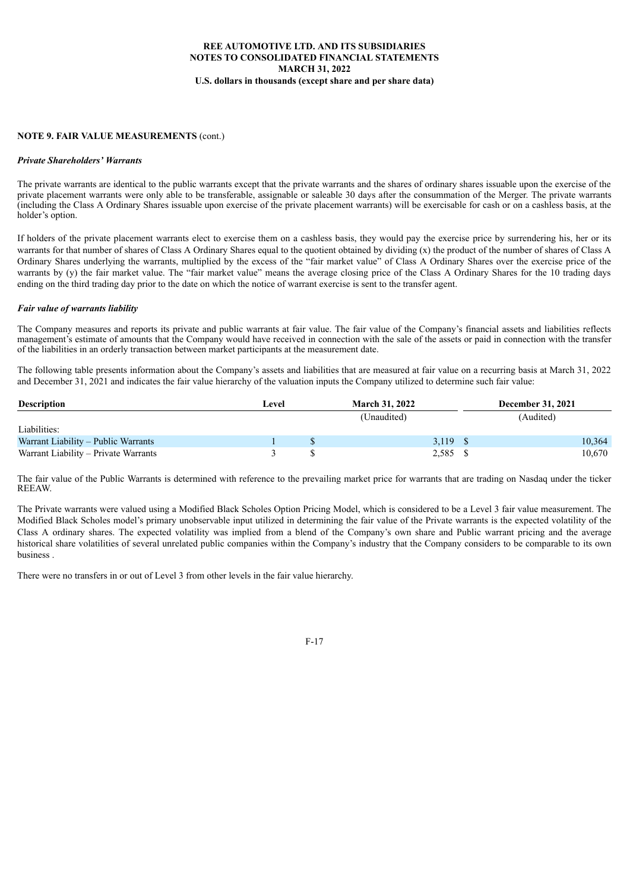**NOTE 9. FAIR VALUE MEASUREMENTS** (cont.)

***Private Shareholders' Warrants***

The private warrants are identical to the public warrants except that the private warrants and the shares of ordinary shares issuable upon the exercise of the private placement warrants were only able to be transferable, assignable or saleable 30 days after the consummation of the Merger. The private warrants (including the Class A Ordinary Shares issuable upon exercise of the private placement warrants) will be exercisable for cash or on a cashless basis, at the holder's option.

If holders of the private placement warrants elect to exercise them on a cashless basis, they would pay the exercise price by surrendering his, her or its warrants for that number of shares of Class A Ordinary Shares equal to the quotient obtained by dividing (x) the product of the number of shares of Class A Ordinary Shares underlying the warrants, multiplied by the excess of the "fair market value" of Class A Ordinary Shares over the exercise price of the warrants by (y) the fair market value. The "fair market value" means the average closing price of the Class A Ordinary Shares for the 10 trading days ending on the third trading day prior to the date on which the notice of warrant exercise is sent to the transfer agent.

***Fair value of warrants liability***

The Company measures and reports its private and public warrants at fair value. The fair value of the Company's financial assets and liabilities reflects management's estimate of amounts that the Company would have received in connection with the sale of the assets or paid in connection with the transfer of the liabilities in an orderly transaction between market participants at the measurement date.

The following table presents information about the Company's assets and liabilities that are measured at fair value on a recurring basis at March 31, 2022 and December 31, 2021 and indicates the fair value hierarchy of the valuation inputs the Company utilized to determine such fair value:

| Description | Level | March 31, 2022 | December 31, 2021 |
|---|---|---|---|
| | | (Unaudited) | (Audited) |
| Liabilities: | | | |
| Warrant Liability – Public Warrants | 1 | $ 3,119 | $ 10,364 |
| Warrant Liability – Private Warrants | 3 | $ 2,585 | $ 10,670 |

The fair value of the Public Warrants is determined with reference to the prevailing market price for warrants that are trading on Nasdaq under the ticker REEAW.

The Private warrants were valued using a Modified Black Scholes Option Pricing Model, which is considered to be a Level 3 fair value measurement. The Modified Black Scholes model's primary unobservable input utilized in determining the fair value of the Private warrants is the expected volatility of the Class A ordinary shares. The expected volatility was implied from a blend of the Company's own share and Public warrant pricing and the average historical share volatilities of several unrelated public companies within the Company's industry that the Company considers to be comparable to its own business .

There were no transfers in or out of Level 3 from other levels in the fair value hierarchy.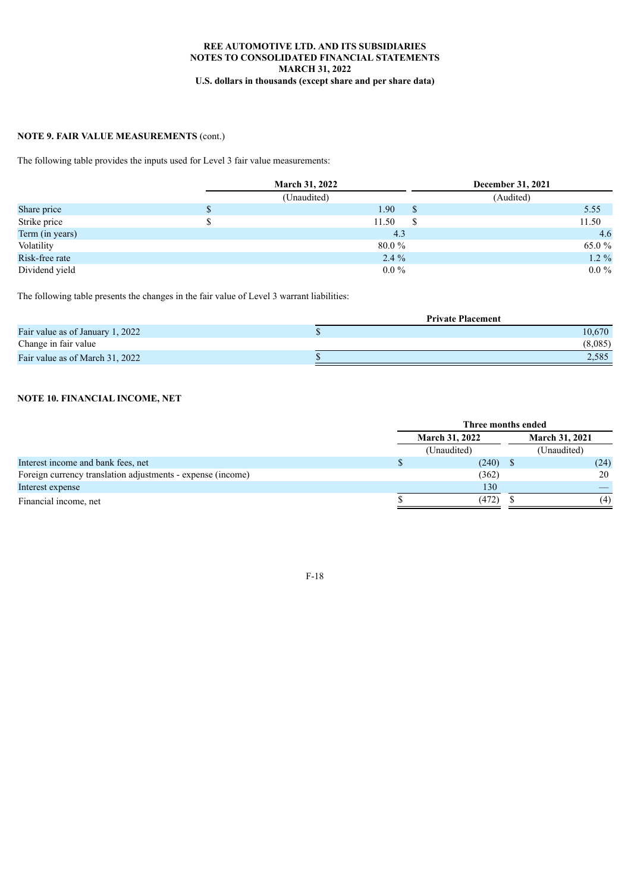**REE AUTOMOTIVE LTD. AND ITS SUBSIDIARIES**
**NOTES TO CONSOLIDATED FINANCIAL STATEMENTS**
**MARCH 31, 2022**
**U.S. dollars in thousands (except share and per share data)**

**NOTE 9. FAIR VALUE MEASUREMENTS** (cont.)

The following table provides the inputs used for Level 3 fair value measurements:

| | March 31, 2022 | December 31, 2021 |
|---|---|---|
| | (Unaudited) | (Audited) |
| Share price | $ 1.90 | $ 5.55 |
| Strike price | $ 11.50 | $ 11.50 |
| Term (in years) | 4.3 | 4.6 |
| Volatility | 80.0 % | 65.0 % |
| Risk-free rate | 2.4 % | 1.2 % |
| Dividend yield | 0.0 % | 0.0 % |

The following table presents the changes in the fair value of Level 3 warrant liabilities:

| | Private Placement |
|---|---|
| Fair value as of January 1, 2022 | $ 10,670 |
| Change in fair value | (8,085) |
| Fair value as of March 31, 2022 | $ 2,585 |

**NOTE 10. FINANCIAL INCOME, NET**

| | Three months ended | |
|---|---|---|
| | March 31, 2022 | March 31, 2021 |
| | (Unaudited) | (Unaudited) |
| Interest income and bank fees, net | $ (240) | $ (24) |
| Foreign currency translation adjustments - expense (income) | (362) | 20 |
| Interest expense | 130 | — |
| Financial income, net | $ (472) | $ (4) |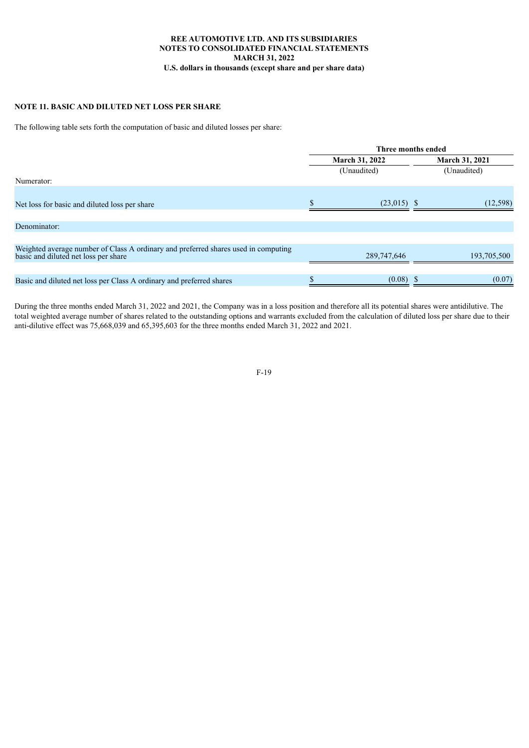REE AUTOMOTIVE LTD. AND ITS SUBSIDIARIES
NOTES TO CONSOLIDATED FINANCIAL STATEMENTS
MARCH 31, 2022
U.S. dollars in thousands (except share and per share data)

**NOTE 11. BASIC AND DILUTED NET LOSS PER SHARE**

The following table sets forth the computation of basic and diluted losses per share:

| | Three months ended | |
|---|---|---|
| | March 31, 2022 | March 31, 2021 |
| | (Unaudited) | (Unaudited) |
| Numerator: | | |
| Net loss for basic and diluted loss per share | $ (23,015) | $ (12,598) |
| Denominator: | | |
| Weighted average number of Class A ordinary and preferred shares used in computing basic and diluted net loss per share | 289,747,646 | 193,705,500 |
| Basic and diluted net loss per Class A ordinary and preferred shares | $ (0.08) | $ (0.07) |

During the three months ended March 31, 2022 and 2021, the Company was in a loss position and therefore all its potential shares were antidilutive. The total weighted average number of shares related to the outstanding options and warrants excluded from the calculation of diluted loss per share due to their anti-dilutive effect was 75,668,039 and 65,395,603 for the three months ended March 31, 2022 and 2021.